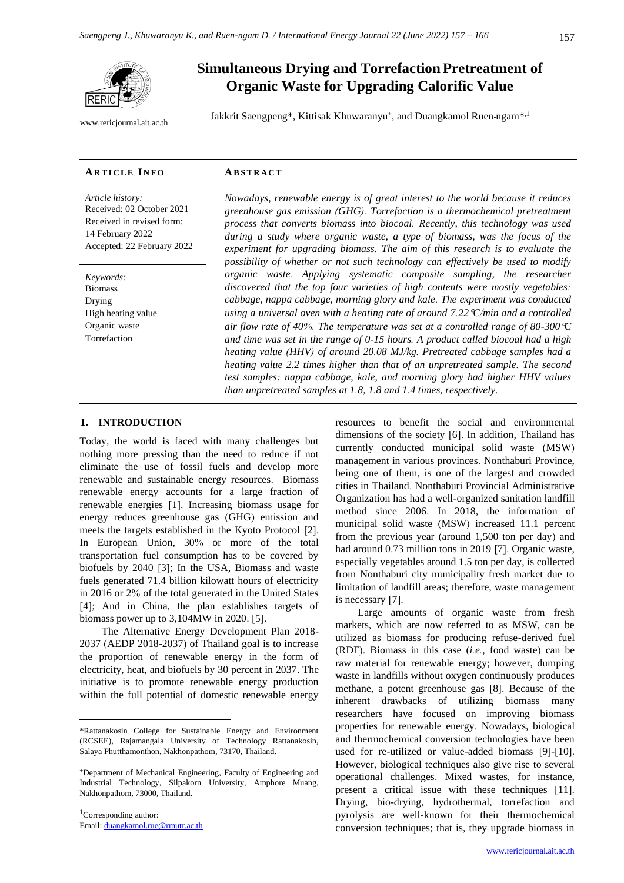# Simultaneous Drying and Torrefaction Pretreatment of Organic Waste for Upgrading Calorific Value

www.rericjournal.ait.ac.th

Jakkrit Saengpeng*, Kittisak Khuwaranyu+, and Duangkamol Ruen-ngam*,1

## ARTICLE INFO

*Article history:*
Received: 02 October 2021
Received in revised form: 14 February 2022
Accepted: 22 February 2022

*Keywords:*
Biomass
Drying
High heating value
Organic waste
Torrefaction

## ABSTRACT

*Nowadays, renewable energy is of great interest to the world because it reduces greenhouse gas emission (GHG). Torrefaction is a thermochemical pretreatment process that converts biomass into biocoal. Recently, this technology was used during a study where organic waste, a type of biomass, was the focus of the experiment for upgrading biomass. The aim of this research is to evaluate the possibility of whether or not such technology can effectively be used to modify organic waste. Applying systematic composite sampling, the researcher discovered that the top four varieties of high contents were mostly vegetables: cabbage, nappa cabbage, morning glory and kale. The experiment was conducted using a universal oven with a heating rate of around 7.22°C/min and a controlled air flow rate of 40%. The temperature was set at a controlled range of 80-300°C and time was set in the range of 0-15 hours. A product called biocoal had a high heating value (HHV) of around 20.08 MJ/kg. Pretreated cabbage samples had a heating value 2.2 times higher than that of an unpretreated sample. The second test samples: nappa cabbage, kale, and morning glory had higher HHV values than unpretreated samples at 1.8, 1.8 and 1.4 times, respectively.*

## 1. INTRODUCTION

Today, the world is faced with many challenges but nothing more pressing than the need to reduce if not eliminate the use of fossil fuels and develop more renewable and sustainable energy resources. Biomass renewable energy accounts for a large fraction of renewable energies [1]. Increasing biomass usage for energy reduces greenhouse gas (GHG) emission and meets the targets established in the Kyoto Protocol [2]. In European Union, 30% or more of the total transportation fuel consumption has to be covered by biofuels by 2040 [3]; In the USA, Biomass and waste fuels generated 71.4 billion kilowatt hours of electricity in 2016 or 2% of the total generated in the United States [4]; And in China, the plan establishes targets of biomass power up to 3,104MW in 2020. [5].

The Alternative Energy Development Plan 2018-2037 (AEDP 2018-2037) of Thailand goal is to increase the proportion of renewable energy in the form of electricity, heat, and biofuels by 30 percent in 2037. The initiative is to promote renewable energy production within the full potential of domestic renewable energy resources to benefit the social and environmental dimensions of the society [6]. In addition, Thailand has currently conducted municipal solid waste (MSW) management in various provinces. Nonthaburi Province, being one of them, is one of the largest and crowded cities in Thailand. Nonthaburi Provincial Administrative Organization has had a well-organized sanitation landfill method since 2006. In 2018, the information of municipal solid waste (MSW) increased 11.1 percent from the previous year (around 1,500 ton per day) and had around 0.73 million tons in 2019 [7]. Organic waste, especially vegetables around 1.5 ton per day, is collected from Nonthaburi city municipality fresh market due to limitation of landfill areas; therefore, waste management is necessary [7].

Large amounts of organic waste from fresh markets, which are now referred to as MSW, can be utilized as biomass for producing refuse-derived fuel (RDF). Biomass in this case (*i.e.*, food waste) can be raw material for renewable energy; however, dumping waste in landfills without oxygen continuously produces methane, a potent greenhouse gas [8]. Because of the inherent drawbacks of utilizing biomass many researchers have focused on improving biomass properties for renewable energy. Nowadays, biological and thermochemical conversion technologies have been used for re-utilized or value-added biomass [9]-[10]. However, biological techniques also give rise to several operational challenges. Mixed wastes, for instance, present a critical issue with these techniques [11]. Drying, bio-drying, hydrothermal, torrefaction and pyrolysis are well-known for their thermochemical conversion techniques; that is, they upgrade biomass in

---

*Rattanakosin College for Sustainable Energy and Environment (RCSEE), Rajamangala University of Technology Rattanakosin, Salaya Phutthamonthon, Nakhonpathom, 73170, Thailand.

+Department of Mechanical Engineering, Faculty of Engineering and Industrial Technology, Silpakorn University, Amphore Muang, Nakhonpathom, 73000, Thailand.

1Corresponding author:
Email: duangkamol.rue@rmutr.ac.th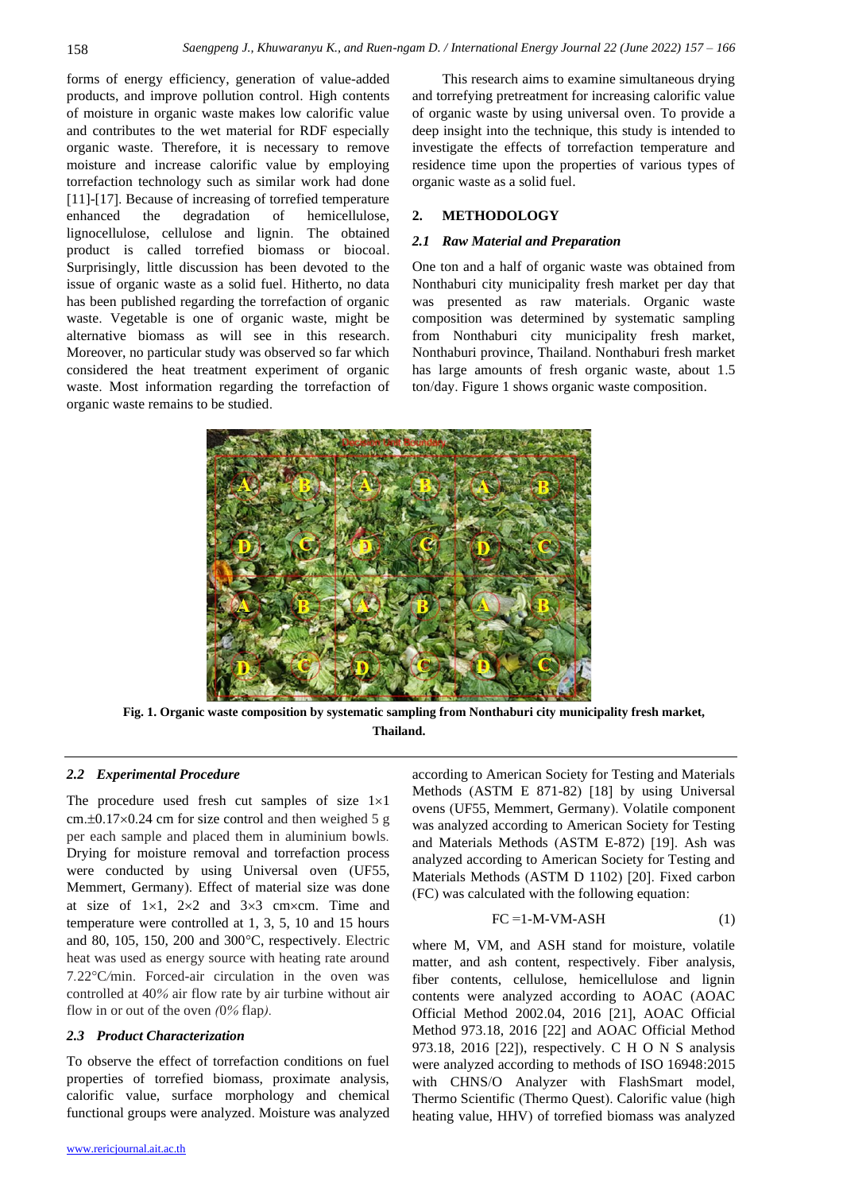forms of energy efficiency, generation of value-added products, and improve pollution control. High contents of moisture in organic waste makes low calorific value and contributes to the wet material for RDF especially organic waste. Therefore, it is necessary to remove moisture and increase calorific value by employing torrefaction technology such as similar work had done [11]-[17]. Because of increasing of torrefied temperature enhanced the degradation of hemicellulose, lignocellulose, cellulose and lignin. The obtained product is called torrefied biomass or biocoal. Surprisingly, little discussion has been devoted to the issue of organic waste as a solid fuel. Hitherto, no data has been published regarding the torrefaction of organic waste. Vegetable is one of organic waste, might be alternative biomass as will see in this research. Moreover, no particular study was observed so far which considered the heat treatment experiment of organic waste. Most information regarding the torrefaction of organic waste remains to be studied.

This research aims to examine simultaneous drying and torrefying pretreatment for increasing calorific value of organic waste by using universal oven. To provide a deep insight into the technique, this study is intended to investigate the effects of torrefaction temperature and residence time upon the properties of various types of organic waste as a solid fuel.

## 2. METHODOLOGY

### *2.1 Raw Material and Preparation*

One ton and a half of organic waste was obtained from Nonthaburi city municipality fresh market per day that was presented as raw materials. Organic waste composition was determined by systematic sampling from Nonthaburi city municipality fresh market, Nonthaburi province, Thailand. Nonthaburi fresh market has large amounts of fresh organic waste, about 1.5 ton/day. Figure 1 shows organic waste composition.

**Fig. 1. Organic waste composition by systematic sampling from Nonthaburi city municipality fresh market, Thailand.**

### *2.2 Experimental Procedure*

The procedure used fresh cut samples of size 1×1 cm.±0.17×0.24 cm for size control and then weighed 5 g per each sample and placed them in aluminium bowls. Drying for moisture removal and torrefaction process were conducted by using Universal oven (UF55, Memmert, Germany). Effect of material size was done at size of 1×1, 2×2 and 3×3 cm×cm. Time and temperature were controlled at 1, 3, 5, 10 and 15 hours and 80, 105, 150, 200 and 300°C, respectively. Electric heat was used as energy source with heating rate around 7.22°C/min. Forced-air circulation in the oven was controlled at 40% air flow rate by air turbine without air flow in or out of the oven *(*0% flap*)*.

### *2.3 Product Characterization*

To observe the effect of torrefaction conditions on fuel properties of torrefied biomass, proximate analysis, calorific value, surface morphology and chemical functional groups were analyzed. Moisture was analyzed according to American Society for Testing and Materials Methods (ASTM E 871-82) [18] by using Universal ovens (UF55, Memmert, Germany). Volatile component was analyzed according to American Society for Testing and Materials Methods (ASTM E-872) [19]. Ash was analyzed according to American Society for Testing and Materials Methods (ASTM D 1102) [20]. Fixed carbon (FC) was calculated with the following equation:

$$FC = 1 - M - VM - ASH \quad (1)$$

where M, VM, and ASH stand for moisture, volatile matter, and ash content, respectively. Fiber analysis, fiber contents, cellulose, hemicellulose and lignin contents were analyzed according to AOAC (AOAC Official Method 2002.04, 2016 [21], AOAC Official Method 973.18, 2016 [22] and AOAC Official Method 973.18, 2016 [22]), respectively. C H O N S analysis were analyzed according to methods of ISO 16948:2015 with CHNS/O Analyzer with FlashSmart model, Thermo Scientific (Thermo Quest). Calorific value (high heating value, HHV) of torrefied biomass was analyzed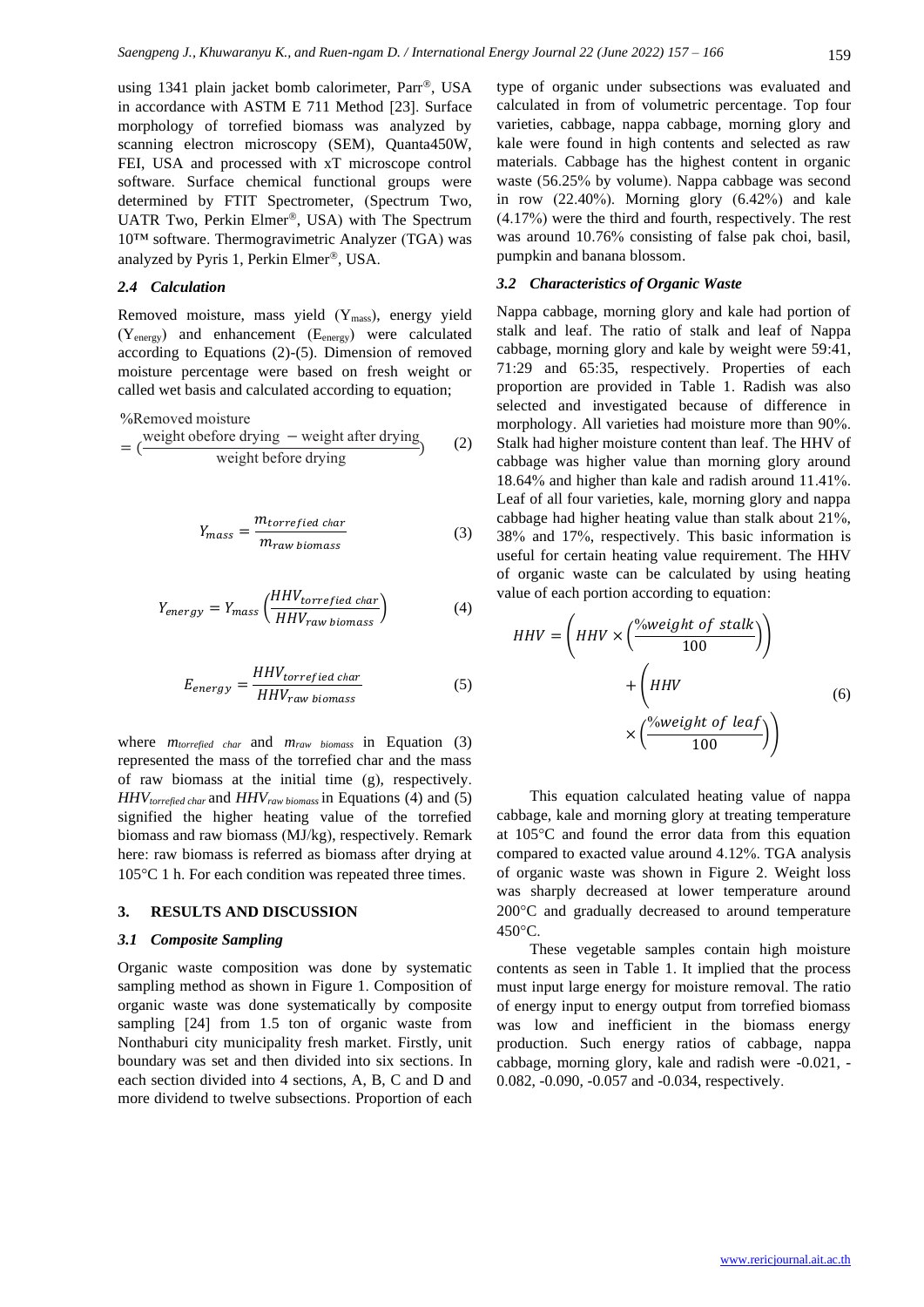using 1341 plain jacket bomb calorimeter, Parr®, USA in accordance with ASTM E 711 Method [23]. Surface morphology of torrefied biomass was analyzed by scanning electron microscopy (SEM), Quanta450W, FEI, USA and processed with xT microscope control software. Surface chemical functional groups were determined by FTIT Spectrometer, (Spectrum Two, UATR Two, Perkin Elmer®, USA) with The Spectrum 10™ software. Thermogravimetric Analyzer (TGA) was analyzed by Pyris 1, Perkin Elmer®, USA.

### 2.4 Calculation

Removed moisture, mass yield ($Y_{mass}$), energy yield ($Y_{energy}$) and enhancement ($E_{energy}$) were calculated according to Equations (2)-(5). Dimension of removed moisture percentage were based on fresh weight or called wet basis and calculated according to equation;

$$\%\text{Removed moisture} = \left(\frac{\text{weight obefore drying} - \text{weight after drying}}{\text{weight before drying}}\right) \quad (2)$$

$$Y_{mass} = \frac{m_{torrefied\ char}}{m_{raw\ biomass}} \quad (3)$$

$$Y_{energy} = Y_{mass}\left(\frac{HHV_{torrefied\ char}}{HHV_{raw\ biomass}}\right) \quad (4)$$

$$E_{energy} = \frac{HHV_{torrefied\ char}}{HHV_{raw\ biomass}} \quad (5)$$

where $m_{torrefied\ char}$ and $m_{raw\ biomass}$ in Equation (3) represented the mass of the torrefied char and the mass of raw biomass at the initial time (g), respectively. $HHV_{torrefied\ char}$ and $HHV_{raw\ biomass}$ in Equations (4) and (5) signified the higher heating value of the torrefied biomass and raw biomass (MJ/kg), respectively. Remark here: raw biomass is referred as biomass after drying at 105°C 1 h. For each condition was repeated three times.

## 3. RESULTS AND DISCUSSION

### 3.1 Composite Sampling

Organic waste composition was done by systematic sampling method as shown in Figure 1. Composition of organic waste was done systematically by composite sampling [24] from 1.5 ton of organic waste from Nonthaburi city municipality fresh market. Firstly, unit boundary was set and then divided into six sections. In each section divided into 4 sections, A, B, C and D and more dividend to twelve subsections. Proportion of each type of organic under subsections was evaluated and calculated in from of volumetric percentage. Top four varieties, cabbage, nappa cabbage, morning glory and kale were found in high contents and selected as raw materials. Cabbage has the highest content in organic waste (56.25% by volume). Nappa cabbage was second in row (22.40%). Morning glory (6.42%) and kale (4.17%) were the third and fourth, respectively. The rest was around 10.76% consisting of false pak choi, basil, pumpkin and banana blossom.

### 3.2 Characteristics of Organic Waste

Nappa cabbage, morning glory and kale had portion of stalk and leaf. The ratio of stalk and leaf of Nappa cabbage, morning glory and kale by weight were 59:41, 71:29 and 65:35, respectively. Properties of each proportion are provided in Table 1. Radish was also selected and investigated because of difference in morphology. All varieties had moisture more than 90%. Stalk had higher moisture content than leaf. The HHV of cabbage was higher value than morning glory around 18.64% and higher than kale and radish around 11.41%. Leaf of all four varieties, kale, morning glory and nappa cabbage had higher heating value than stalk about 21%, 38% and 17%, respectively. This basic information is useful for certain heating value requirement. The HHV of organic waste can be calculated by using heating value of each portion according to equation:

$$HHV = \left(HHV \times \left(\frac{\%weight\ of\ stalk}{100}\right)\right) + \left(HHV \times \left(\frac{\%weight\ of\ leaf}{100}\right)\right) \quad (6)$$

This equation calculated heating value of nappa cabbage, kale and morning glory at treating temperature at 105°C and found the error data from this equation compared to exacted value around 4.12%. TGA analysis of organic waste was shown in Figure 2. Weight loss was sharply decreased at lower temperature around 200°C and gradually decreased to around temperature 450°C.

These vegetable samples contain high moisture contents as seen in Table 1. It implied that the process must input large energy for moisture removal. The ratio of energy input to energy output from torrefied biomass was low and inefficient in the biomass energy production. Such energy ratios of cabbage, nappa cabbage, morning glory, kale and radish were -0.021, -0.082, -0.090, -0.057 and -0.034, respectively.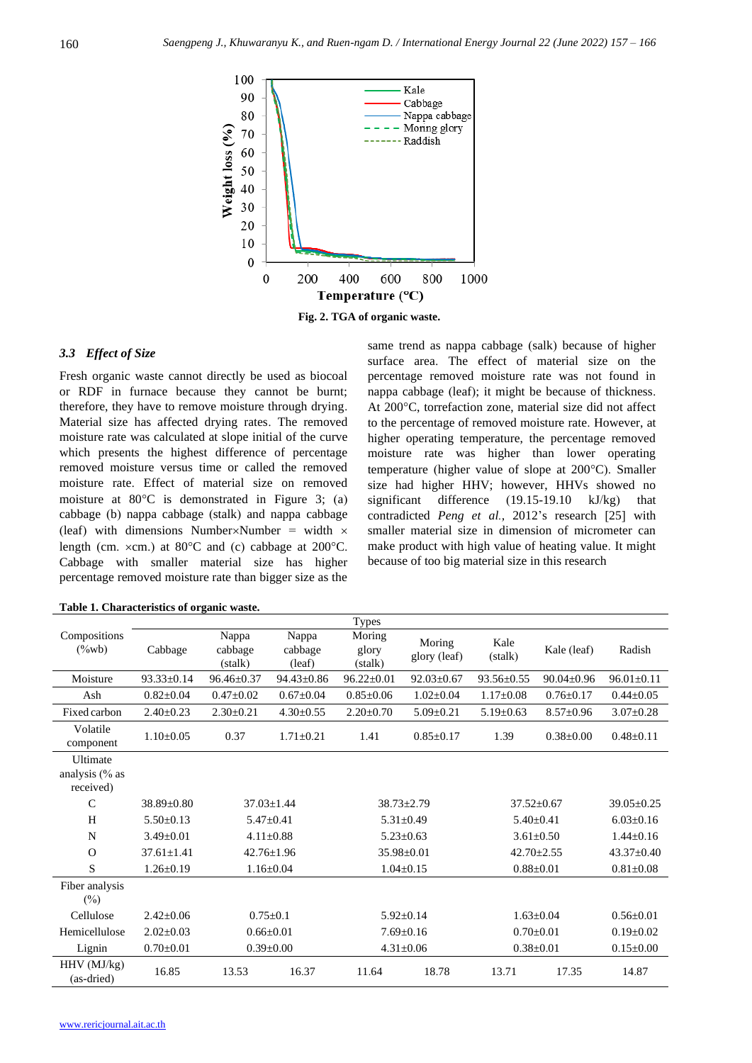Fig. 2. TGA of organic waste.

### 3.3 Effect of Size

Fresh organic waste cannot directly be used as biocoal or RDF in furnace because they cannot be burnt; therefore, they have to remove moisture through drying. Material size has affected drying rates. The removed moisture rate was calculated at slope initial of the curve which presents the highest difference of percentage removed moisture versus time or called the removed moisture rate. Effect of material size on removed moisture at 80°C is demonstrated in Figure 3; (a) cabbage (b) nappa cabbage (stalk) and nappa cabbage (leaf) with dimensions Number×Number = width × length (cm. ×cm.) at 80°C and (c) cabbage at 200°C. Cabbage with smaller material size has higher percentage removed moisture rate than bigger size as the same trend as nappa cabbage (salk) because of higher surface area. The effect of material size on the percentage removed moisture rate was not found in nappa cabbage (leaf); it might be because of thickness. At 200°C, torrefaction zone, material size did not affect to the percentage of removed moisture rate. However, at higher operating temperature, the percentage removed moisture rate was higher than lower operating temperature (higher value of slope at 200°C). Smaller size had higher HHV; however, HHVs showed no significant difference (19.15-19.10 kJ/kg) that contradicted *Peng et al.*, 2012's research [25] with smaller material size in dimension of micrometer can make product with high value of heating value. It might because of too big material size in this research

**Table 1. Characteristics of organic waste.**

| Compositions (%wb) | Types | | | | | | | |
|---|---|---|---|---|---|---|---|---|
| | Cabbage | Nappa cabbage (stalk) | Nappa cabbage (leaf) | Moring glory (stalk) | Moring glory (leaf) | Kale (stalk) | Kale (leaf) | Radish |
| Moisture | 93.33±0.14 | 96.46±0.37 | 94.43±0.86 | 96.22±0.01 | 92.03±0.67 | 93.56±0.55 | 90.04±0.96 | 96.01±0.11 |
| Ash | 0.82±0.04 | 0.47±0.02 | 0.67±0.04 | 0.85±0.06 | 1.02±0.04 | 1.17±0.08 | 0.76±0.17 | 0.44±0.05 |
| Fixed carbon | 2.40±0.23 | 2.30±0.21 | 4.30±0.55 | 2.20±0.70 | 5.09±0.21 | 5.19±0.63 | 8.57±0.96 | 3.07±0.28 |
| Volatile component | 1.10±0.05 | 0.37 | 1.71±0.21 | 1.41 | 0.85±0.17 | 1.39 | 0.38±0.00 | 0.48±0.11 |
| Ultimate analysis (% as received) | | | | | | | | |
| C | 38.89±0.80 | 37.03±1.44 | | 38.73±2.79 | | 37.52±0.67 | | 39.05±0.25 |
| H | 5.50±0.13 | 5.47±0.41 | | 5.31±0.49 | | 5.40±0.41 | | 6.03±0.16 |
| N | 3.49±0.01 | 4.11±0.88 | | 5.23±0.63 | | 3.61±0.50 | | 1.44±0.16 |
| O | 37.61±1.41 | 42.76±1.96 | | 35.98±0.01 | | 42.70±2.55 | | 43.37±0.40 |
| S | 1.26±0.19 | 1.16±0.04 | | 1.04±0.15 | | 0.88±0.01 | | 0.81±0.08 |
| Fiber analysis (%) | | | | | | | | |
| Cellulose | 2.42±0.06 | 0.75±0.1 | | 5.92±0.14 | | 1.63±0.04 | | 0.56±0.01 |
| Hemicellulose | 2.02±0.03 | 0.66±0.01 | | 7.69±0.16 | | 0.70±0.01 | | 0.19±0.02 |
| Lignin | 0.70±0.01 | 0.39±0.00 | | 4.31±0.06 | | 0.38±0.01 | | 0.15±0.00 |
| HHV (MJ/kg) (as-dried) | 16.85 | 13.53 | 16.37 | 11.64 | 18.78 | 13.71 | 17.35 | 14.87 |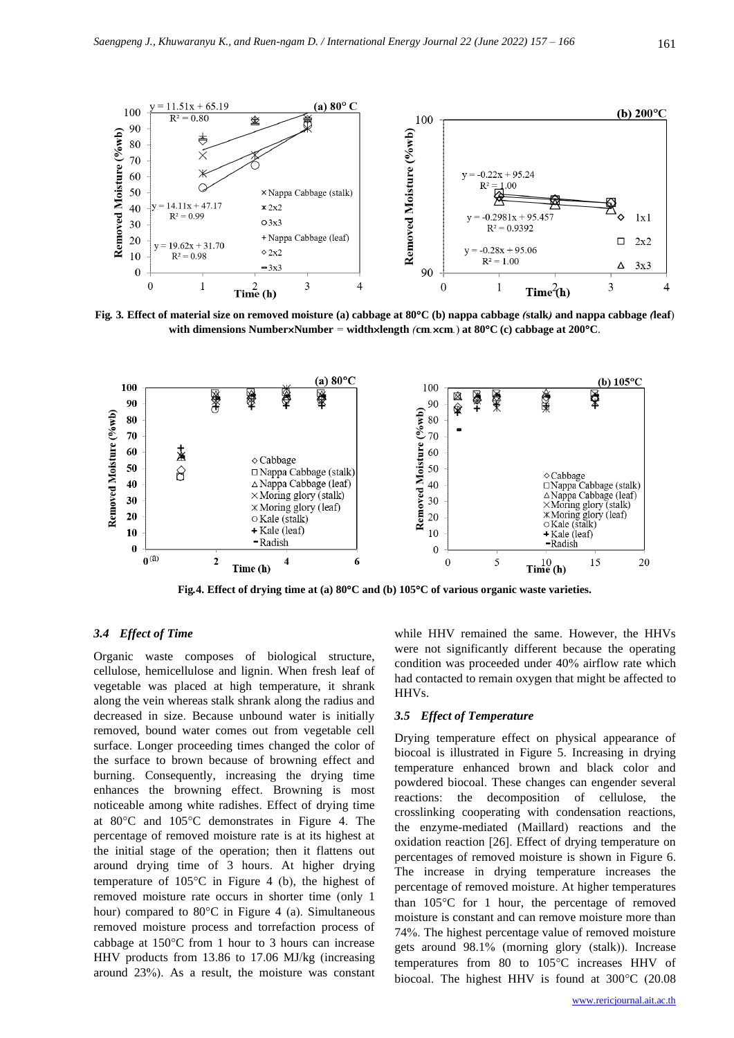Fig. 3. Effect of material size on removed moisture (a) cabbage at 80°C (b) nappa cabbage (stalk) and nappa cabbage (leaf) with dimensions Number×Number = width×length (cm.×cm.) at 80°C (c) cabbage at 200°C.

Fig.4. Effect of drying time at (a) 80°C and (b) 105°C of various organic waste varieties.

### 3.4 *Effect of Time*

Organic waste composes of biological structure, cellulose, hemicellulose and lignin. When fresh leaf of vegetable was placed at high temperature, it shrank along the vein whereas stalk shrank along the radius and decreased in size. Because unbound water is initially removed, bound water comes out from vegetable cell surface. Longer proceeding times changed the color of the surface to brown because of browning effect and burning. Consequently, increasing the drying time enhances the browning effect. Browning is most noticeable among white radishes. Effect of drying time at 80°C and 105°C demonstrates in Figure 4. The percentage of removed moisture rate is at its highest at the initial stage of the operation; then it flattens out around drying time of 3 hours. At higher drying temperature of 105°C in Figure 4 (b), the highest of removed moisture rate occurs in shorter time (only 1 hour) compared to 80°C in Figure 4 (a). Simultaneous removed moisture process and torrefaction process of cabbage at 150°C from 1 hour to 3 hours can increase HHV products from 13.86 to 17.06 MJ/kg (increasing around 23%). As a result, the moisture was constant while HHV remained the same. However, the HHVs were not significantly different because the operating condition was proceeded under 40% airflow rate which had contacted to remain oxygen that might be affected to HHVs.

### 3.5 *Effect of Temperature*

Drying temperature effect on physical appearance of biocoal is illustrated in Figure 5. Increasing in drying temperature enhanced brown and black color and powdered biocoal. These changes can engender several reactions: the decomposition of cellulose, the crosslinking cooperating with condensation reactions, the enzyme-mediated (Maillard) reactions and the oxidation reaction [26]. Effect of drying temperature on percentages of removed moisture is shown in Figure 6. The increase in drying temperature increases the percentage of removed moisture. At higher temperatures than 105°C for 1 hour, the percentage of removed moisture is constant and can remove moisture more than 74%. The highest percentage value of removed moisture gets around 98.1% (morning glory (stalk)). Increase temperatures from 80 to 105°C increases HHV of biocoal. The highest HHV is found at 300°C (20.08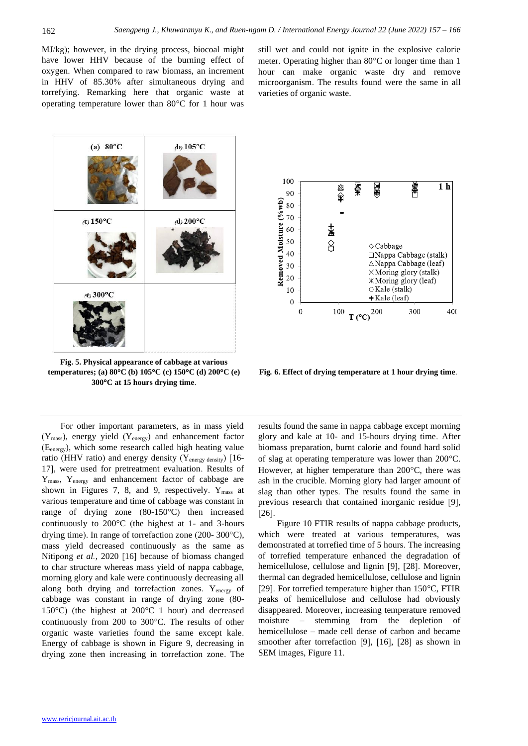MJ/kg); however, in the drying process, biocoal might have lower HHV because of the burning effect of oxygen. When compared to raw biomass, an increment in HHV of 85.30% after simultaneous drying and torrefying. Remarking here that organic waste at operating temperature lower than 80°C for 1 hour was still wet and could not ignite in the explosive calorie meter. Operating higher than 80°C or longer time than 1 hour can make organic waste dry and remove microorganism. The results found were the same in all varieties of organic waste.

**Fig. 5. Physical appearance of cabbage at various temperatures; (a) 80°C (b) 105°C (c) 150°C (d) 200°C (e) 300°C at 15 hours drying time**.

**Fig. 6. Effect of drying temperature at 1 hour drying time**.

For other important parameters, as in mass yield ($Y_{mass}$), energy yield ($Y_{energy}$) and enhancement factor ($E_{energy}$), which some research called high heating value ratio (HHV ratio) and energy density ($Y_{energy\ density}$) [16-17], were used for pretreatment evaluation. Results of $Y_{mass}$, $Y_{energy}$ and enhancement factor of cabbage are shown in Figures 7, 8, and 9, respectively. $Y_{mass}$ at various temperature and time of cabbage was constant in range of drying zone (80-150°C) then increased continuously to 200°C (the highest at 1- and 3-hours drying time). In range of torrefaction zone (200- 300°C), mass yield decreased continuously as the same as Nitipong *et al.,* 2020 [16] because of biomass changed to char structure whereas mass yield of nappa cabbage, morning glory and kale were continuously decreasing all along both drying and torrefaction zones. $Y_{energy}$ of cabbage was constant in range of drying zone (80-150°C) (the highest at 200°C 1 hour) and decreased continuously from 200 to 300°C. The results of other organic waste varieties found the same except kale. Energy of cabbage is shown in Figure 9, decreasing in drying zone then increasing in torrefaction zone. The results found the same in nappa cabbage except morning glory and kale at 10- and 15-hours drying time. After biomass preparation, burnt calorie and found hard solid of slag at operating temperature was lower than 200°C. However, at higher temperature than 200°C, there was ash in the crucible. Morning glory had larger amount of slag than other types. The results found the same in previous research that contained inorganic residue [9], [26].

Figure 10 FTIR results of nappa cabbage products, which were treated at various temperatures, was demonstrated at torrefied time of 5 hours. The increasing of torrefied temperature enhanced the degradation of hemicellulose, cellulose and lignin [9], [28]. Moreover, thermal can degraded hemicellulose, cellulose and lignin [29]. For torrefied temperature higher than 150°C, FTIR peaks of hemicellulose and cellulose had obviously disappeared. Moreover, increasing temperature removed moisture – stemming from the depletion of hemicellulose – made cell dense of carbon and became smoother after torrefaction [9], [16], [28] as shown in SEM images, Figure 11.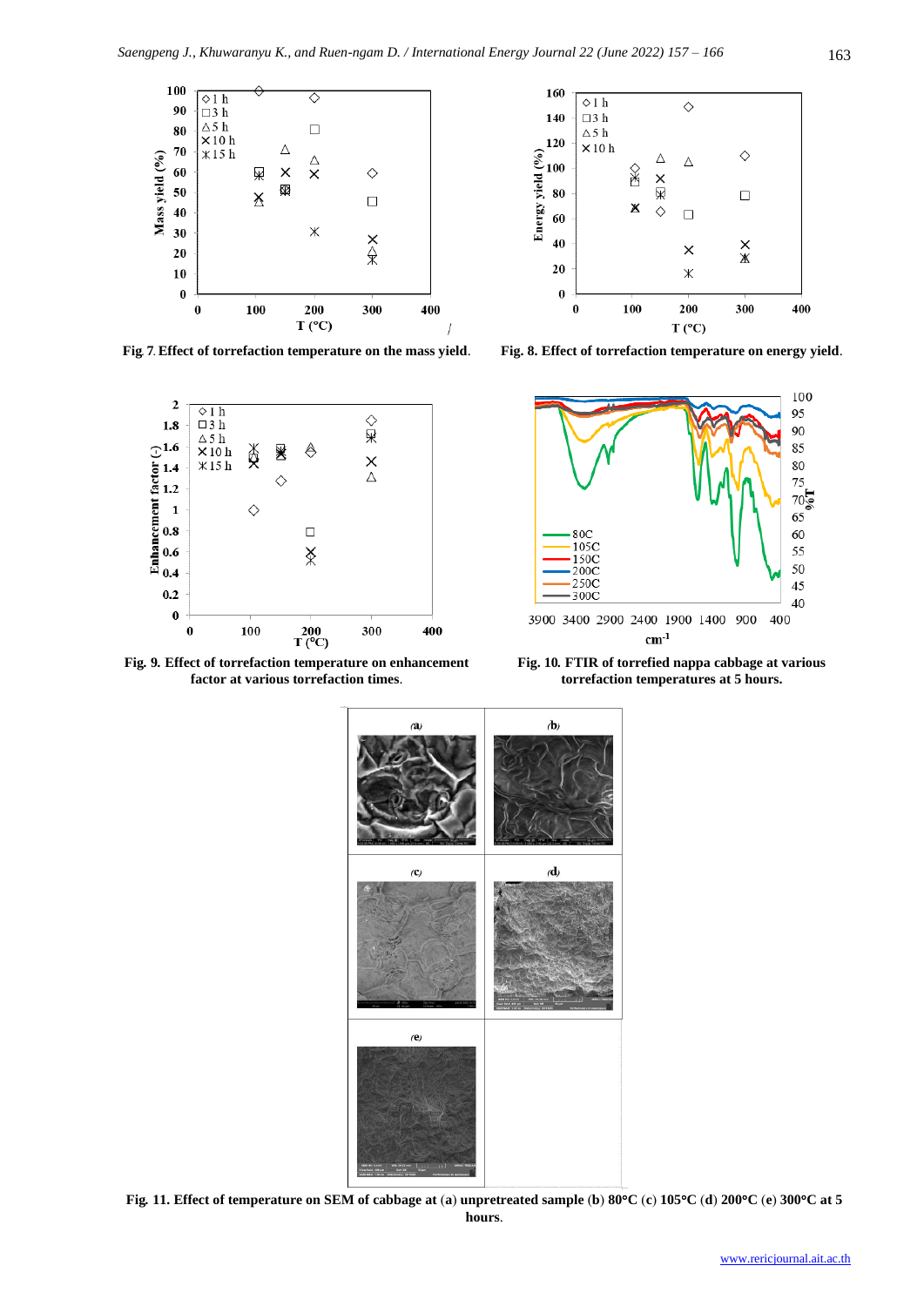Fig. 7. Effect of torrefaction temperature on the mass yield.

Fig. 8. Effect of torrefaction temperature on energy yield.

Fig. 9. Effect of torrefaction temperature on enhancement factor at various torrefaction times.

Fig. 10. FTIR of torrefied nappa cabbage at various torrefaction temperatures at 5 hours.

Fig. 11. Effect of temperature on SEM of cabbage at (a) unpretreated sample (b) 80°C (c) 105°C (d) 200°C (e) 300°C at 5 hours.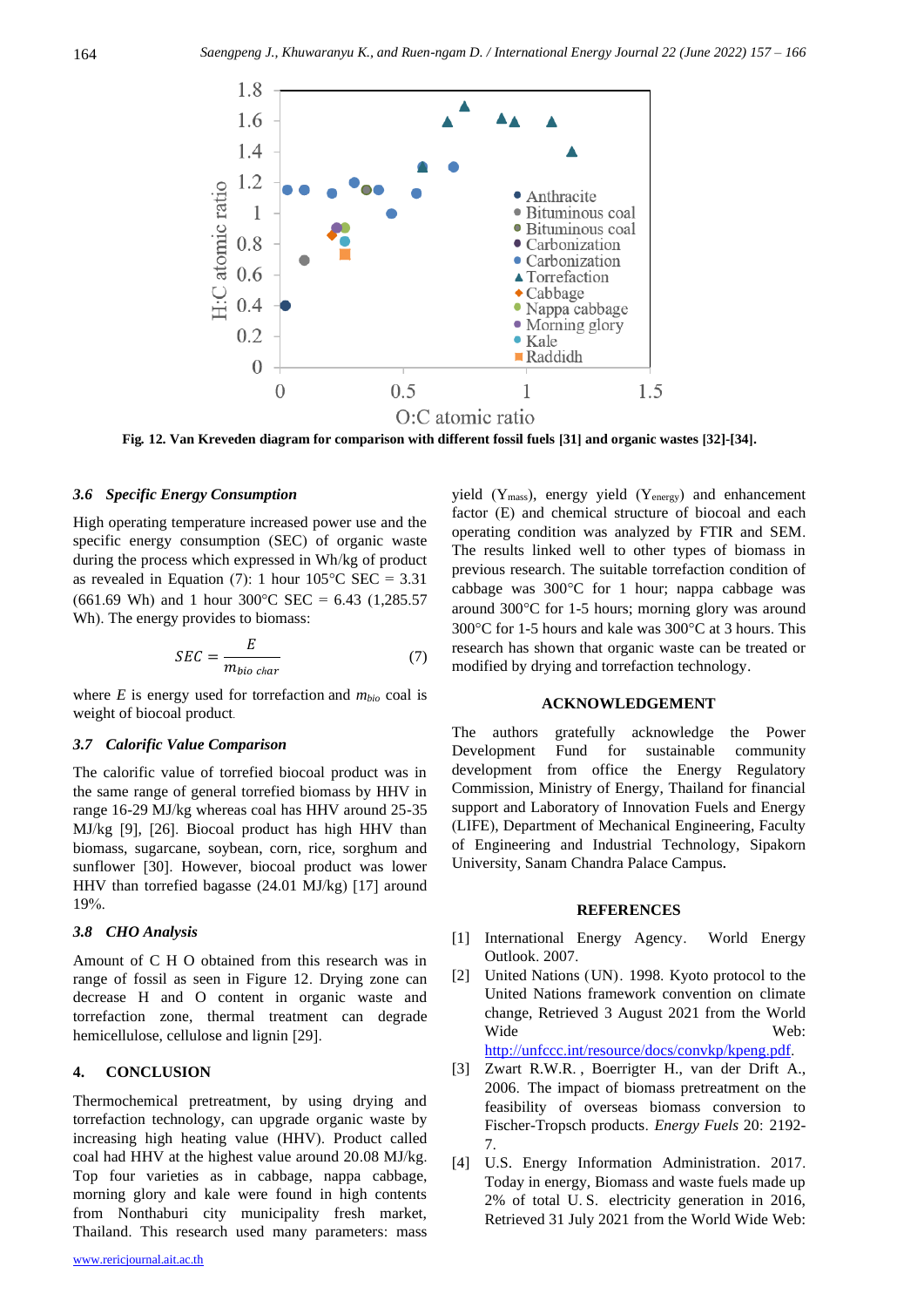Fig. 12. Van Kreveden diagram for comparison with different fossil fuels [31] and organic wastes [32]-[34].

### 3.6 Specific Energy Consumption

High operating temperature increased power use and the specific energy consumption (SEC) of organic waste during the process which expressed in Wh/kg of product as revealed in Equation (7): 1 hour 105°C SEC = 3.31 (661.69 Wh) and 1 hour 300°C SEC = 6.43 (1,285.57 Wh). The energy provides to biomass:

$$SEC = \frac{E}{m_{bio\ char}} \tag{7}$$

where $E$ is energy used for torrefaction and $m_{bio}$ coal is weight of biocoal product.

### 3.7 Calorific Value Comparison

The calorific value of torrefied biocoal product was in the same range of general torrefied biomass by HHV in range 16-29 MJ/kg whereas coal has HHV around 25-35 MJ/kg [9], [26]. Biocoal product has high HHV than biomass, sugarcane, soybean, corn, rice, sorghum and sunflower [30]. However, biocoal product was lower HHV than torrefied bagasse (24.01 MJ/kg) [17] around 19%.

### 3.8 CHO Analysis

Amount of C H O obtained from this research was in range of fossil as seen in Figure 12. Drying zone can decrease H and O content in organic waste and torrefaction zone, thermal treatment can degrade hemicellulose, cellulose and lignin [29].

## 4. CONCLUSION

Thermochemical pretreatment, by using drying and torrefaction technology, can upgrade organic waste by increasing high heating value (HHV). Product called coal had HHV at the highest value around 20.08 MJ/kg. Top four varieties as in cabbage, nappa cabbage, morning glory and kale were found in high contents from Nonthaburi city municipality fresh market, Thailand. This research used many parameters: mass yield ($Y_{mass}$), energy yield ($Y_{energy}$) and enhancement factor (E) and chemical structure of biocoal and each operating condition was analyzed by FTIR and SEM. The results linked well to other types of biomass in previous research. The suitable torrefaction condition of cabbage was 300°C for 1 hour; nappa cabbage was around 300°C for 1-5 hours; morning glory was around 300°C for 1-5 hours and kale was 300°C at 3 hours. This research has shown that organic waste can be treated or modified by drying and torrefaction technology.

## ACKNOWLEDGEMENT

The authors gratefully acknowledge the Power Development Fund for sustainable community development from office the Energy Regulatory Commission, Ministry of Energy, Thailand for financial support and Laboratory of Innovation Fuels and Energy (LIFE), Department of Mechanical Engineering, Faculty of Engineering and Industrial Technology, Sipakorn University, Sanam Chandra Palace Campus.

## REFERENCES

[1] International Energy Agency. World Energy Outlook. 2007.

[2] United Nations (UN). 1998. Kyoto protocol to the United Nations framework convention on climate change, Retrieved 3 August 2021 from the World Wide Web: http://unfccc.int/resource/docs/convkp/kpeng.pdf.

[3] Zwart R.W.R., Boerrigter H., van der Drift A., 2006. The impact of biomass pretreatment on the feasibility of overseas biomass conversion to Fischer-Tropsch products. *Energy Fuels* 20: 2192-7.

[4] U.S. Energy Information Administration. 2017. Today in energy, Biomass and waste fuels made up 2% of total U.S. electricity generation in 2016, Retrieved 31 July 2021 from the World Wide Web: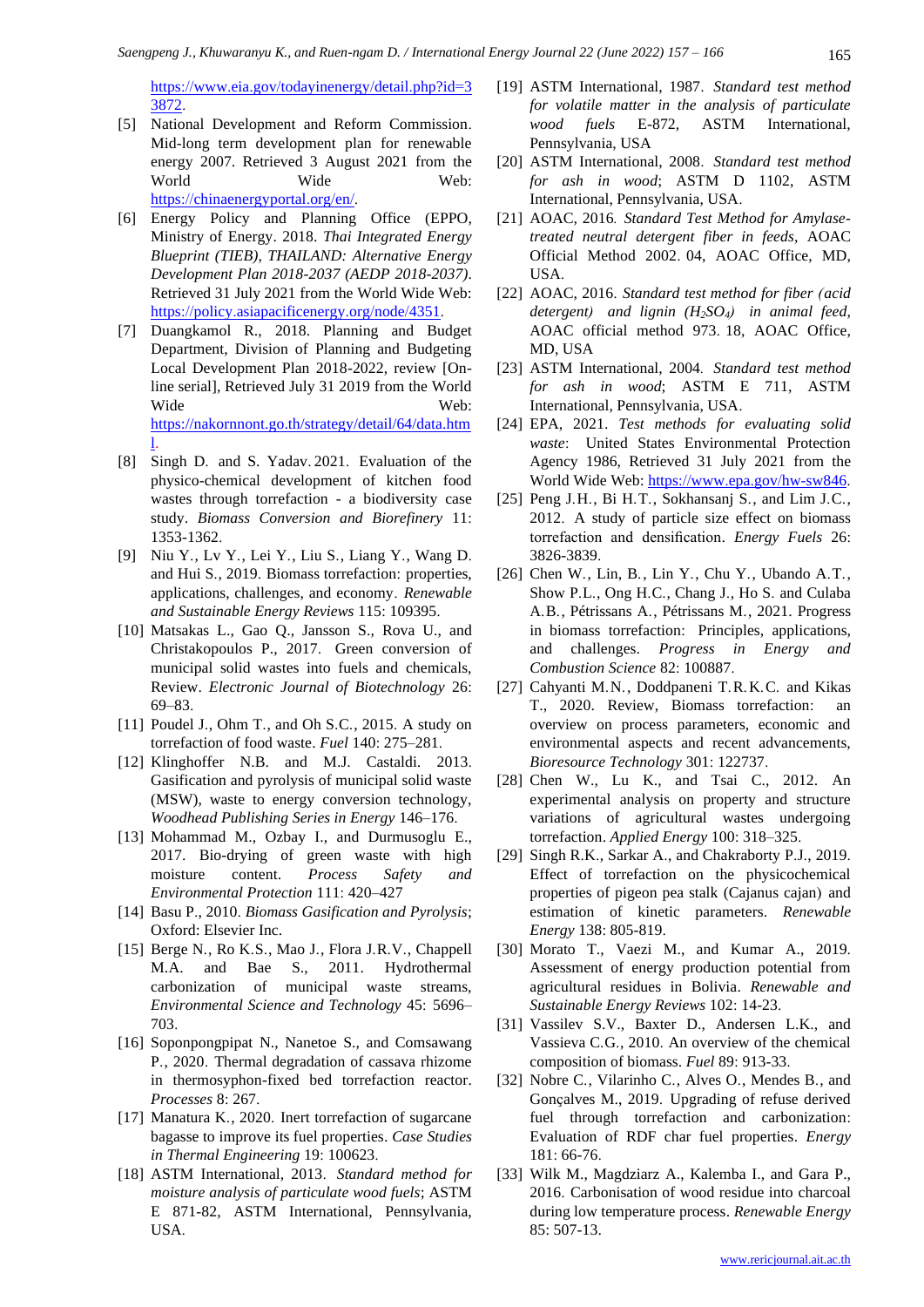https://www.eia.gov/todayinenergy/detail.php?id=33872.

[5] National Development and Reform Commission. Mid-long term development plan for renewable energy 2007. Retrieved 3 August 2021 from the World Wide Web: https://chinaenergyportal.org/en/.

[6] Energy Policy and Planning Office (EPPO, Ministry of Energy. 2018. *Thai Integrated Energy Blueprint (TIEB), THAILAND: Alternative Energy Development Plan 2018-2037 (AEDP 2018-2037)*. Retrieved 31 July 2021 from the World Wide Web: https://policy.asiapacificenergy.org/node/4351.

[7] Duangkamol R., 2018. Planning and Budget Department, Division of Planning and Budgeting Local Development Plan 2018-2022, review [On-line serial], Retrieved July 31 2019 from the World Wide Web: https://nakornnont.go.th/strategy/detail/64/data.html.

[8] Singh D. and S. Yadav. 2021. Evaluation of the physico-chemical development of kitchen food wastes through torrefaction - a biodiversity case study. *Biomass Conversion and Biorefinery* 11: 1353-1362.

[9] Niu Y., Lv Y., Lei Y., Liu S., Liang Y., Wang D. and Hui S., 2019. Biomass torrefaction: properties, applications, challenges, and economy. *Renewable and Sustainable Energy Reviews* 115: 109395.

[10] Matsakas L., Gao Q., Jansson S., Rova U., and Christakopoulos P., 2017. Green conversion of municipal solid wastes into fuels and chemicals, Review. *Electronic Journal of Biotechnology* 26: 69–83.

[11] Poudel J., Ohm T., and Oh S.C., 2015. A study on torrefaction of food waste. *Fuel* 140: 275–281.

[12] Klinghoffer N.B. and M.J. Castaldi. 2013. Gasification and pyrolysis of municipal solid waste (MSW), waste to energy conversion technology, *Woodhead Publishing Series in Energy* 146–176.

[13] Mohammad M., Ozbay I., and Durmusoglu E., 2017. Bio-drying of green waste with high moisture content. *Process Safety and Environmental Protection* 111: 420–427

[14] Basu P., 2010. *Biomass Gasification and Pyrolysis*; Oxford: Elsevier Inc.

[15] Berge N., Ro K.S., Mao J., Flora J.R.V., Chappell M.A. and Bae S., 2011. Hydrothermal carbonization of municipal waste streams, *Environmental Science and Technology* 45: 5696–703.

[16] Soponpongpipat N., Nanetoe S., and Comsawang P., 2020. Thermal degradation of cassava rhizome in thermosyphon-fixed bed torrefaction reactor. *Processes* 8: 267.

[17] Manatura K., 2020. Inert torrefaction of sugarcane bagasse to improve its fuel properties. *Case Studies in Thermal Engineering* 19: 100623.

[18] ASTM International, 2013. *Standard method for moisture analysis of particulate wood fuels*; ASTM E 871-82, ASTM International, Pennsylvania, USA.

[19] ASTM International, 1987. *Standard test method for volatile matter in the analysis of particulate wood fuels* E-872, ASTM International, Pennsylvania, USA

[20] ASTM International, 2008. *Standard test method for ash in wood*; ASTM D 1102, ASTM International, Pennsylvania, USA.

[21] AOAC, 2016. *Standard Test Method for Amylase-treated neutral detergent fiber in feeds*, AOAC Official Method 2002. 04, AOAC Office, MD, USA.

[22] AOAC, 2016. *Standard test method for fiber (acid detergent) and lignin ($H_2SO_4$) in animal feed*, AOAC official method 973. 18, AOAC Office, MD, USA

[23] ASTM International, 2004. *Standard test method for ash in wood*; ASTM E 711, ASTM International, Pennsylvania, USA.

[24] EPA, 2021. *Test methods for evaluating solid waste*: United States Environmental Protection Agency 1986, Retrieved 31 July 2021 from the World Wide Web: https://www.epa.gov/hw-sw846.

[25] Peng J.H., Bi H.T., Sokhansanj S., and Lim J.C., 2012. A study of particle size effect on biomass torrefaction and densification. *Energy Fuels* 26: 3826-3839.

[26] Chen W., Lin, B., Lin Y., Chu Y., Ubando A.T., Show P.L., Ong H.C., Chang J., Ho S. and Culaba A.B., Pétrissans A., Pétrissans M., 2021. Progress in biomass torrefaction: Principles, applications, and challenges. *Progress in Energy and Combustion Science* 82: 100887.

[27] Cahyanti M.N., Doddpaneni T.R.K.C. and Kikas T., 2020. Review, Biomass torrefaction: an overview on process parameters, economic and environmental aspects and recent advancements, *Bioresource Technology* 301: 122737.

[28] Chen W., Lu K., and Tsai C., 2012. An experimental analysis on property and structure variations of agricultural wastes undergoing torrefaction. *Applied Energy* 100: 318–325.

[29] Singh R.K., Sarkar A., and Chakraborty P.J., 2019. Effect of torrefaction on the physicochemical properties of pigeon pea stalk (Cajanus cajan) and estimation of kinetic parameters. *Renewable Energy* 138: 805-819.

[30] Morato T., Vaezi M., and Kumar A., 2019. Assessment of energy production potential from agricultural residues in Bolivia. *Renewable and Sustainable Energy Reviews* 102: 14-23.

[31] Vassilev S.V., Baxter D., Andersen L.K., and Vassieva C.G., 2010. An overview of the chemical composition of biomass. *Fuel* 89: 913-33.

[32] Nobre C., Vilarinho C., Alves O., Mendes B., and Gonçalves M., 2019. Upgrading of refuse derived fuel through torrefaction and carbonization: Evaluation of RDF char fuel properties. *Energy* 181: 66-76.

[33] Wilk M., Magdziarz A., Kalemba I., and Gara P., 2016. Carbonisation of wood residue into charcoal during low temperature process. *Renewable Energy* 85: 507-13.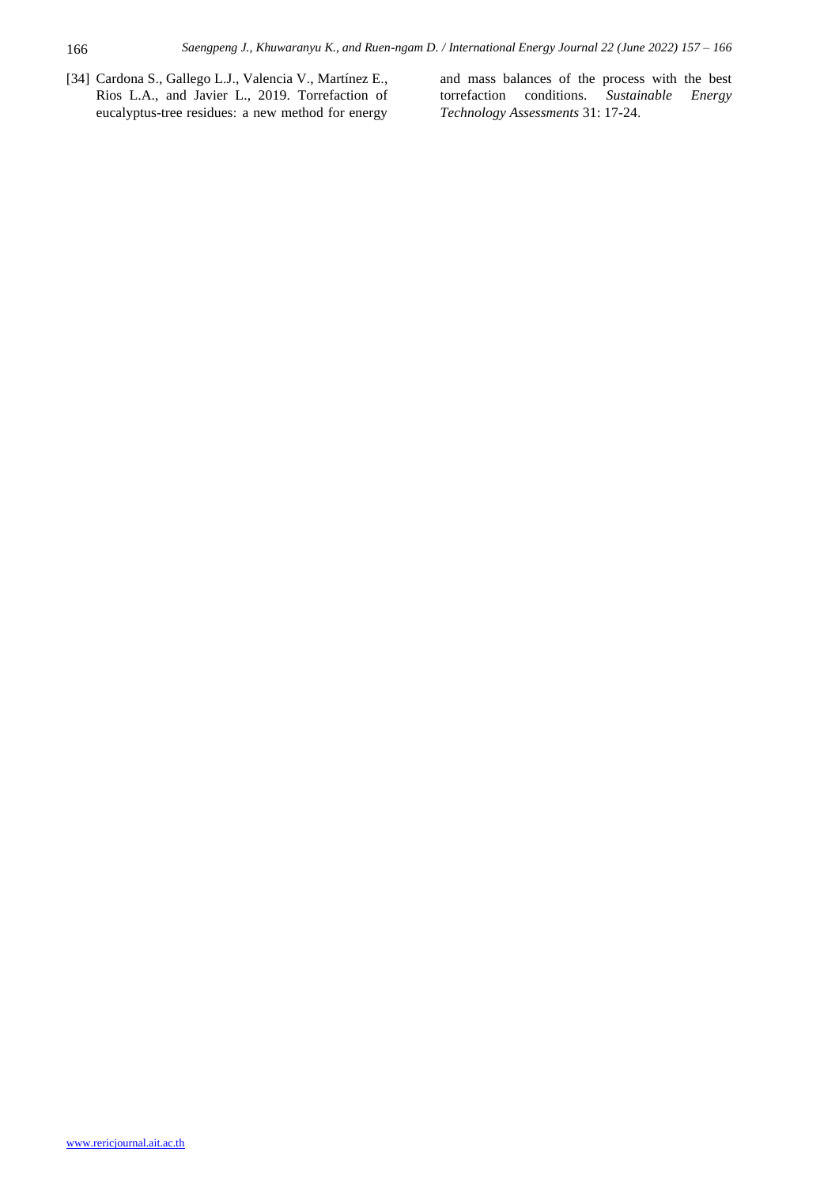[34] Cardona S., Gallego L.J., Valencia V., Martínez E., Rios L.A., and Javier L., 2019. Torrefaction of eucalyptus-tree residues: a new method for energy and mass balances of the process with the best torrefaction conditions. *Sustainable Energy Technology Assessments* 31: 17-24.